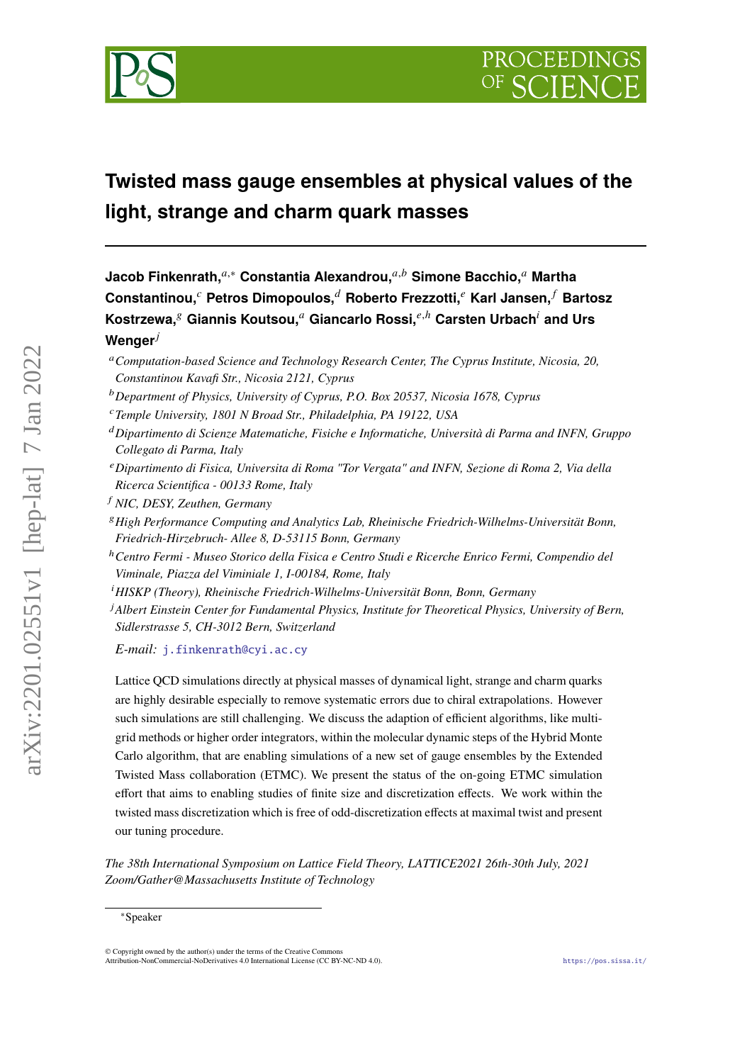# Twisted mass gauge ensembles at physical values of the light, strange and charm quark masses

**Jacob Finkenrath,**[a,*] **Constantia Alexandrou,**[a,b] **Simone Bacchio,**[a] **Martha Constantinou,**[c] **Petros Dimopoulos,**[d] **Roberto Frezzotti,**[e] **Karl Jansen,**[f] **Bartosz Kostrzewa,**[g] **Giannis Koutsou,**[a] **Giancarlo Rossi,**[e,h] **Carsten Urbach**[i] **and Urs Wenger**[j]

[a] *Computation-based Science and Technology Research Center, The Cyprus Institute, Nicosia, 20, Constantinou Kavafi Str., Nicosia 2121, Cyprus*

[b] *Department of Physics, University of Cyprus, P.O. Box 20537, Nicosia 1678, Cyprus*

[c] *Temple University, 1801 N Broad Str., Philadelphia, PA 19122, USA*

[d] *Dipartimento di Scienze Matematiche, Fisiche e Informatiche, Università di Parma and INFN, Gruppo Collegato di Parma, Italy*

[e] *Dipartimento di Fisica, Universita di Roma "Tor Vergata" and INFN, Sezione di Roma 2, Via della Ricerca Scientifica - 00133 Rome, Italy*

[f] *NIC, DESY, Zeuthen, Germany*

[g] *High Performance Computing and Analytics Lab, Rheinische Friedrich-Wilhelms-Universität Bonn, Friedrich-Hirzebruch- Allee 8, D-53115 Bonn, Germany*

[h] *Centro Fermi - Museo Storico della Fisica e Centro Studi e Ricerche Enrico Fermi, Compendio del Viminale, Piazza del Viminiale 1, I-00184, Rome, Italy*

[i] *HISKP (Theory), Rheinische Friedrich-Wilhelms-Universität Bonn, Bonn, Germany*

[j] *Albert Einstein Center for Fundamental Physics, Institute for Theoretical Physics, University of Bern, Sidlerstrasse 5, CH-3012 Bern, Switzerland*

*E-mail:* j.finkenrath@cyi.ac.cy

Lattice QCD simulations directly at physical masses of dynamical light, strange and charm quarks are highly desirable especially to remove systematic errors due to chiral extrapolations. However such simulations are still challenging. We discuss the adaption of efficient algorithms, like multi-grid methods or higher order integrators, within the molecular dynamic steps of the Hybrid Monte Carlo algorithm, that are enabling simulations of a new set of gauge ensembles by the Extended Twisted Mass collaboration (ETMC). We present the status of the on-going ETMC simulation effort that aims to enabling studies of finite size and discretization effects. We work within the twisted mass discretization which is free of odd-discretization effects at maximal twist and present our tuning procedure.

*The 38th International Symposium on Lattice Field Theory, LATTICE2021 26th-30th July, 2021 Zoom/Gather@Massachusetts Institute of Technology*

[*] Speaker

© Copyright owned by the author(s) under the terms of the Creative Commons Attribution-NonCommercial-NoDerivatives 4.0 International License (CC BY-NC-ND 4.0).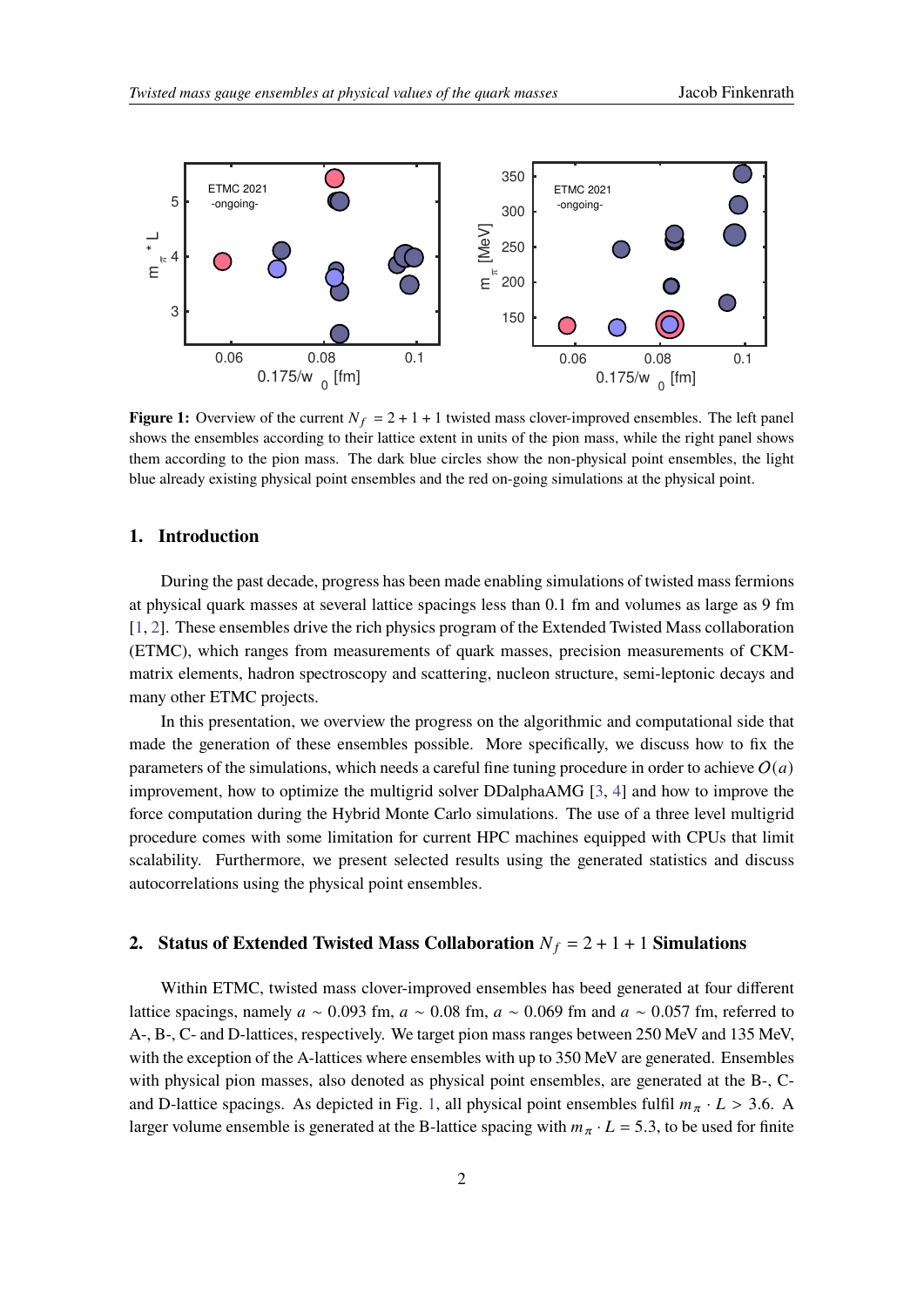**Figure 1:** Overview of the current $N_f = 2+1+1$ twisted mass clover-improved ensembles. The left panel shows the ensembles according to their lattice extent in units of the pion mass, while the right panel shows them according to the pion mass. The dark blue circles show the non-physical point ensembles, the light blue already existing physical point ensembles and the red on-going simulations at the physical point.

## 1. Introduction

During the past decade, progress has been made enabling simulations of twisted mass fermions at physical quark masses at several lattice spacings less than 0.1 fm and volumes as large as 9 fm [1, 2]. These ensembles drive the rich physics program of the Extended Twisted Mass collaboration (ETMC), which ranges from measurements of quark masses, precision measurements of CKM-matrix elements, hadron spectroscopy and scattering, nucleon structure, semi-leptonic decays and many other ETMC projects.

In this presentation, we overview the progress on the algorithmic and computational side that made the generation of these ensembles possible. More specifically, we discuss how to fix the parameters of the simulations, which needs a careful fine tuning procedure in order to achieve $O(a)$ improvement, how to optimize the multigrid solver DDalphaAMG [3, 4] and how to improve the force computation during the Hybrid Monte Carlo simulations. The use of a three level multigrid procedure comes with some limitation for current HPC machines equipped with CPUs that limit scalability. Furthermore, we present selected results using the generated statistics and discuss autocorrelations using the physical point ensembles.

## 2. Status of Extended Twisted Mass Collaboration $N_f = 2+1+1$ Simulations

Within ETMC, twisted mass clover-improved ensembles has beed generated at four different lattice spacings, namely $a \sim 0.093$ fm, $a \sim 0.08$ fm, $a \sim 0.069$ fm and $a \sim 0.057$ fm, referred to A-, B-, C- and D-lattices, respectively. We target pion mass ranges between 250 MeV and 135 MeV, with the exception of the A-lattices where ensembles with up to 350 MeV are generated. Ensembles with physical pion masses, also denoted as physical point ensembles, are generated at the B-, C- and D-lattice spacings. As depicted in Fig. 1, all physical point ensembles fulfil $m_\pi \cdot L > 3.6$. A larger volume ensemble is generated at the B-lattice spacing with $m_\pi \cdot L = 5.3$, to be used for finite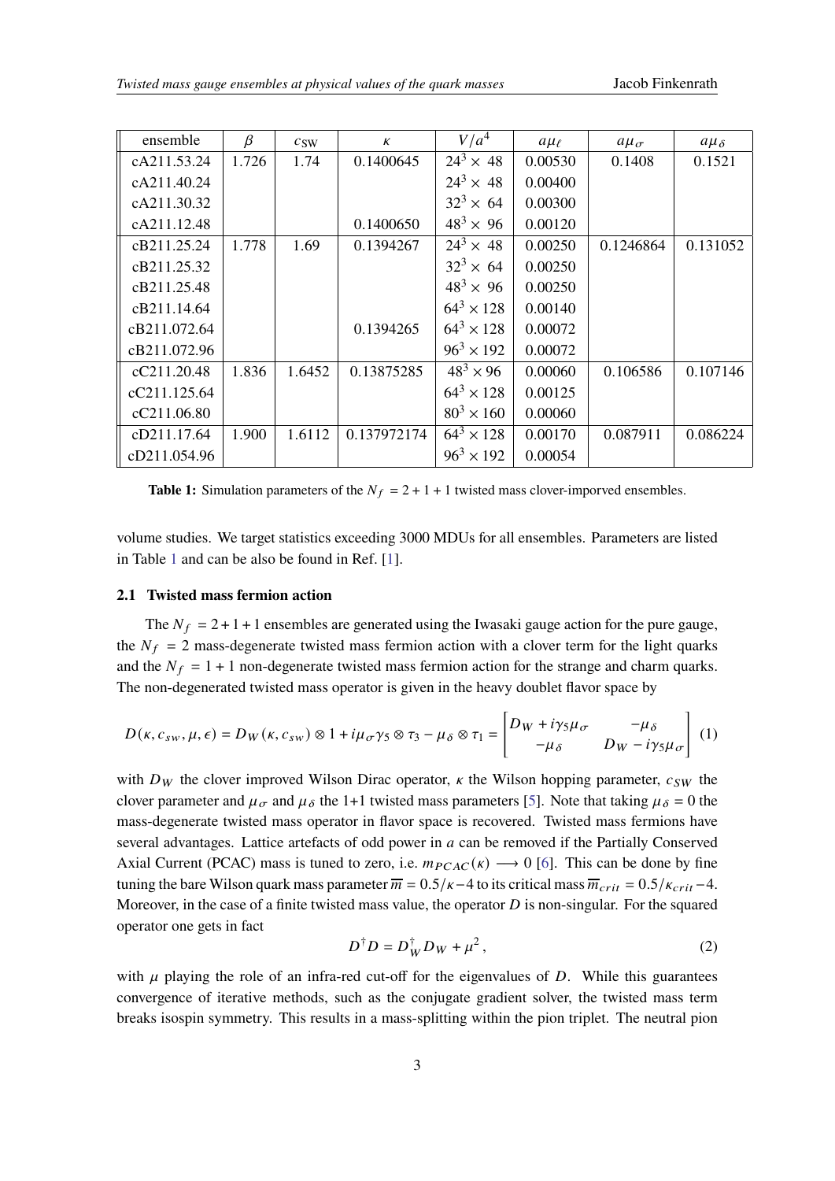| ensemble | $\beta$ | $c_{\rm SW}$ | $\kappa$ | $V/a^4$ | $a\mu_\ell$ | $a\mu_\sigma$ | $a\mu_\delta$ |
|---|---|---|---|---|---|---|---|
| cA211.53.24 | 1.726 | 1.74 | 0.1400645 | $24^3 \times 48$ | 0.00530 | 0.1408 | 0.1521 |
| cA211.40.24 | | | | $24^3 \times 48$ | 0.00400 | | |
| cA211.30.32 | | | | $32^3 \times 64$ | 0.00300 | | |
| cA211.12.48 | | | 0.1400650 | $48^3 \times 96$ | 0.00120 | | |
| cB211.25.24 | 1.778 | 1.69 | 0.1394267 | $24^3 \times 48$ | 0.00250 | 0.1246864 | 0.131052 |
| cB211.25.32 | | | | $32^3 \times 64$ | 0.00250 | | |
| cB211.25.48 | | | | $48^3 \times 96$ | 0.00250 | | |
| cB211.14.64 | | | | $64^3 \times 128$ | 0.00140 | | |
| cB211.072.64 | | | 0.1394265 | $64^3 \times 128$ | 0.00072 | | |
| cB211.072.96 | | | | $96^3 \times 192$ | 0.00072 | | |
| cC211.20.48 | 1.836 | 1.6452 | 0.13875285 | $48^3 \times 96$ | 0.00060 | 0.106586 | 0.107146 |
| cC211.125.64 | | | | $64^3 \times 128$ | 0.00125 | | |
| cC211.06.80 | | | | $80^3 \times 160$ | 0.00060 | | |
| cD211.17.64 | 1.900 | 1.6112 | 0.137972174 | $64^3 \times 128$ | 0.00170 | 0.087911 | 0.086224 |
| cD211.054.96 | | | | $96^3 \times 192$ | 0.00054 | | |

**Table 1:** Simulation parameters of the $N_f = 2+1+1$ twisted mass clover-imporved ensembles.

volume studies. We target statistics exceeding 3000 MDUs for all ensembles. Parameters are listed in Table 1 and can be also be found in Ref. [1].

### 2.1 Twisted mass fermion action

The $N_f = 2+1+1$ ensembles are generated using the Iwasaki gauge action for the pure gauge, the $N_f = 2$ mass-degenerate twisted mass fermion action with a clover term for the light quarks and the $N_f = 1+1$ non-degenerate twisted mass fermion action for the strange and charm quarks. The non-degenerated twisted mass operator is given in the heavy doublet flavor space by

$$D(\kappa, c_{sw}, \mu, \epsilon) = D_W(\kappa, c_{sw}) \otimes 1 + i\mu_\sigma \gamma_5 \otimes \tau_3 - \mu_\delta \otimes \tau_1 = \begin{bmatrix} D_W + i\gamma_5 \mu_\sigma & -\mu_\delta \\ -\mu_\delta & D_W - i\gamma_5 \mu_\sigma \end{bmatrix} \quad (1)$$

with $D_W$ the clover improved Wilson Dirac operator, $\kappa$ the Wilson hopping parameter, $c_{SW}$ the clover parameter and $\mu_\sigma$ and $\mu_\delta$ the 1+1 twisted mass parameters [5]. Note that taking $\mu_\delta = 0$ the mass-degenerate twisted mass operator in flavor space is recovered. Twisted mass fermions have several advantages. Lattice artefacts of odd power in $a$ can be removed if the Partially Conserved Axial Current (PCAC) mass is tuned to zero, i.e. $m_{PCAC}(\kappa) \longrightarrow 0$ [6]. This can be done by fine tuning the bare Wilson quark mass parameter $\overline{m} = 0.5/\kappa - 4$ to its critical mass $\overline{m}_{crit} = 0.5/\kappa_{crit} - 4$. Moreover, in the case of a finite twisted mass value, the operator $D$ is non-singular. For the squared operator one gets in fact

$$D^\dagger D = D_W^\dagger D_W + \mu^2 \,, \quad (2)$$

with $\mu$ playing the role of an infra-red cut-off for the eigenvalues of $D$. While this guarantees convergence of iterative methods, such as the conjugate gradient solver, the twisted mass term breaks isospin symmetry. This results in a mass-splitting within the pion triplet. The neutral pion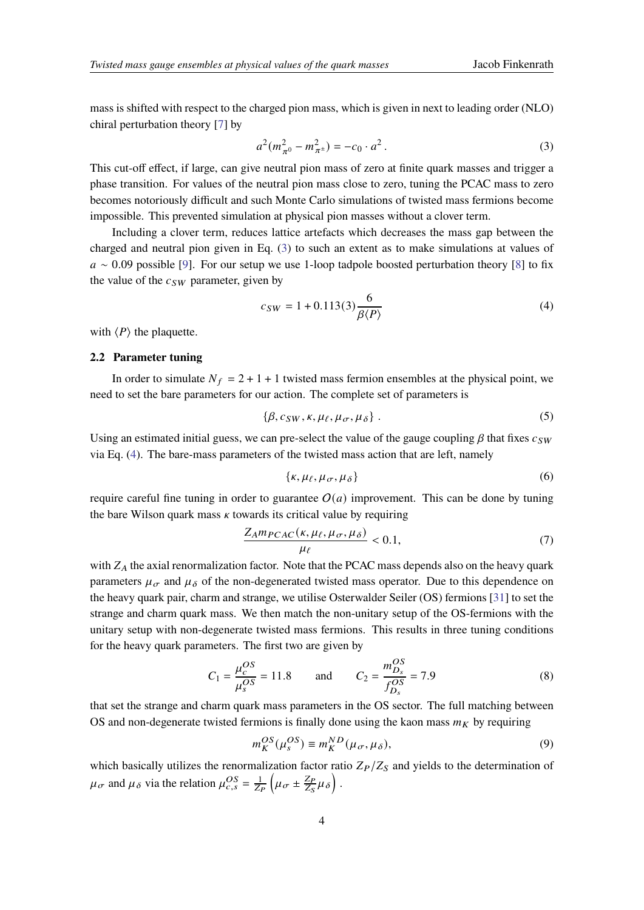mass is shifted with respect to the charged pion mass, which is given in next to leading order (NLO) chiral perturbation theory [7] by

$$a^2(m_{\pi^0}^2 - m_{\pi^\pm}^2) = -c_0 \cdot a^2 \,. \tag{3}$$

This cut-off effect, if large, can give neutral pion mass of zero at finite quark masses and trigger a phase transition. For values of the neutral pion mass close to zero, tuning the PCAC mass to zero becomes notoriously difficult and such Monte Carlo simulations of twisted mass fermions become impossible. This prevented simulation at physical pion masses without a clover term.

Including a clover term, reduces lattice artefacts which decreases the mass gap between the charged and neutral pion given in Eq. (3) to such an extent as to make simulations at values of $a \sim 0.09$ possible [9]. For our setup we use 1-loop tadpole boosted perturbation theory [8] to fix the value of the $c_{SW}$ parameter, given by

$$c_{SW} = 1 + 0.113(3)\frac{6}{\beta\langle P\rangle} \tag{4}$$

with $\langle P\rangle$ the plaquette.

### 2.2 Parameter tuning

In order to simulate $N_f = 2+1+1$ twisted mass fermion ensembles at the physical point, we need to set the bare parameters for our action. The complete set of parameters is

$$\{\beta, c_{SW}, \kappa, \mu_\ell, \mu_\sigma, \mu_\delta\} \,. \tag{5}$$

Using an estimated initial guess, we can pre-select the value of the gauge coupling $\beta$ that fixes $c_{SW}$ via Eq. (4). The bare-mass parameters of the twisted mass action that are left, namely

$$\{\kappa, \mu_\ell, \mu_\sigma, \mu_\delta\} \tag{6}$$

require careful fine tuning in order to guarantee $O(a)$ improvement. This can be done by tuning the bare Wilson quark mass $\kappa$ towards its critical value by requiring

$$\frac{Z_A m_{PCAC}(\kappa, \mu_\ell, \mu_\sigma, \mu_\delta)}{\mu_\ell} < 0.1, \tag{7}$$

with $Z_A$ the axial renormalization factor. Note that the PCAC mass depends also on the heavy quark parameters $\mu_\sigma$ and $\mu_\delta$ of the non-degenerated twisted mass operator. Due to this dependence on the heavy quark pair, charm and strange, we utilise Osterwalder Seiler (OS) fermions [31] to set the strange and charm quark mass. We then match the non-unitary setup of the OS-fermions with the unitary setup with non-degenerate twisted mass fermions. This results in three tuning conditions for the heavy quark parameters. The first two are given by

$$C_1 = \frac{\mu_c^{OS}}{\mu_s^{OS}} = 11.8 \qquad \text{and} \qquad C_2 = \frac{m_{D_s}^{OS}}{f_{D_s}^{OS}} = 7.9 \tag{8}$$

that set the strange and charm quark mass parameters in the OS sector. The full matching between OS and non-degenerate twisted fermions is finally done using the kaon mass $m_K$ by requiring

$$m_K^{OS}(\mu_s^{OS}) \equiv m_K^{ND}(\mu_\sigma, \mu_\delta), \tag{9}$$

which basically utilizes the renormalization factor ratio $Z_P/Z_S$ and yields to the determination of $\mu_\sigma$ and $\mu_\delta$ via the relation $\mu_{c,s}^{OS} = \frac{1}{Z_P}\left(\mu_\sigma \pm \frac{Z_P}{Z_S}\mu_\delta\right)$.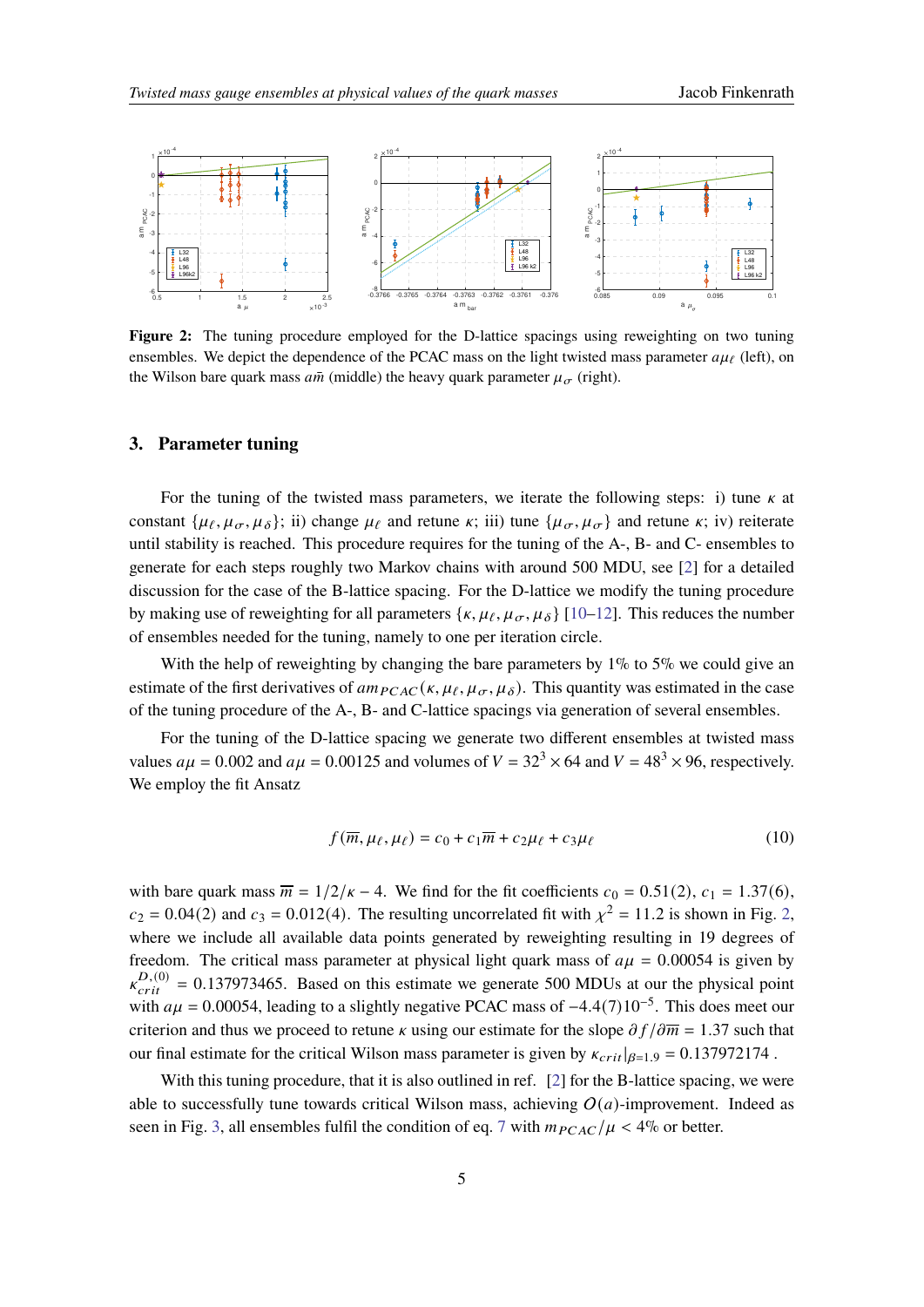**Figure 2:** The tuning procedure employed for the D-lattice spacings using reweighting on two tuning ensembles. We depict the dependence of the PCAC mass on the light twisted mass parameter $a\mu_\ell$ (left), on the Wilson bare quark mass $a\bar{m}$ (middle) the heavy quark parameter $\mu_\sigma$ (right).

## 3. Parameter tuning

For the tuning of the twisted mass parameters, we iterate the following steps: i) tune $\kappa$ at constant $\{\mu_\ell, \mu_\sigma, \mu_\delta\}$; ii) change $\mu_\ell$ and retune $\kappa$; iii) tune $\{\mu_\sigma, \mu_\sigma\}$ and retune $\kappa$; iv) reiterate until stability is reached. This procedure requires for the tuning of the A-, B- and C- ensembles to generate for each steps roughly two Markov chains with around 500 MDU, see [2] for a detailed discussion for the case of the B-lattice spacing. For the D-lattice we modify the tuning procedure by making use of reweighting for all parameters $\{\kappa, \mu_\ell, \mu_\sigma, \mu_\delta\}$ [10–12]. This reduces the number of ensembles needed for the tuning, namely to one per iteration circle.

With the help of reweighting by changing the bare parameters by 1% to 5% we could give an estimate of the first derivatives of $am_{PCAC}(\kappa, \mu_\ell, \mu_\sigma, \mu_\delta)$. This quantity was estimated in the case of the tuning procedure of the A-, B- and C-lattice spacings via generation of several ensembles.

For the tuning of the D-lattice spacing we generate two different ensembles at twisted mass values $a\mu = 0.002$ and $a\mu = 0.00125$ and volumes of $V = 32^3 \times 64$ and $V = 48^3 \times 96$, respectively. We employ the fit Ansatz

$$f(\overline{m}, \mu_\ell, \mu_\ell) = c_0 + c_1\overline{m} + c_2\mu_\ell + c_3\mu_\ell \tag{10}$$

with bare quark mass $\overline{m} = 1/2/\kappa - 4$. We find for the fit coefficients $c_0 = 0.51(2)$, $c_1 = 1.37(6)$, $c_2 = 0.04(2)$ and $c_3 = 0.012(4)$. The resulting uncorrelated fit with $\chi^2 = 11.2$ is shown in Fig. 2, where we include all available data points generated by reweighting resulting in 19 degrees of freedom. The critical mass parameter at physical light quark mass of $a\mu = 0.00054$ is given by $\kappa_{crit}^{D,(0)} = 0.137973465$. Based on this estimate we generate 500 MDUs at our the physical point with $a\mu = 0.00054$, leading to a slightly negative PCAC mass of $-4.4(7)10^{-5}$. This does meet our criterion and thus we proceed to retune $\kappa$ using our estimate for the slope $\partial f/\partial\overline{m} = 1.37$ such that our final estimate for the critical Wilson mass parameter is given by $\kappa_{crit}|_{\beta=1.9} = 0.137972174$ .

With this tuning procedure, that it is also outlined in ref. [2] for the B-lattice spacing, we were able to successfully tune towards critical Wilson mass, achieving $O(a)$-improvement. Indeed as seen in Fig. 3, all ensembles fulfil the condition of eq. 7 with $m_{PCAC}/\mu < 4\%$ or better.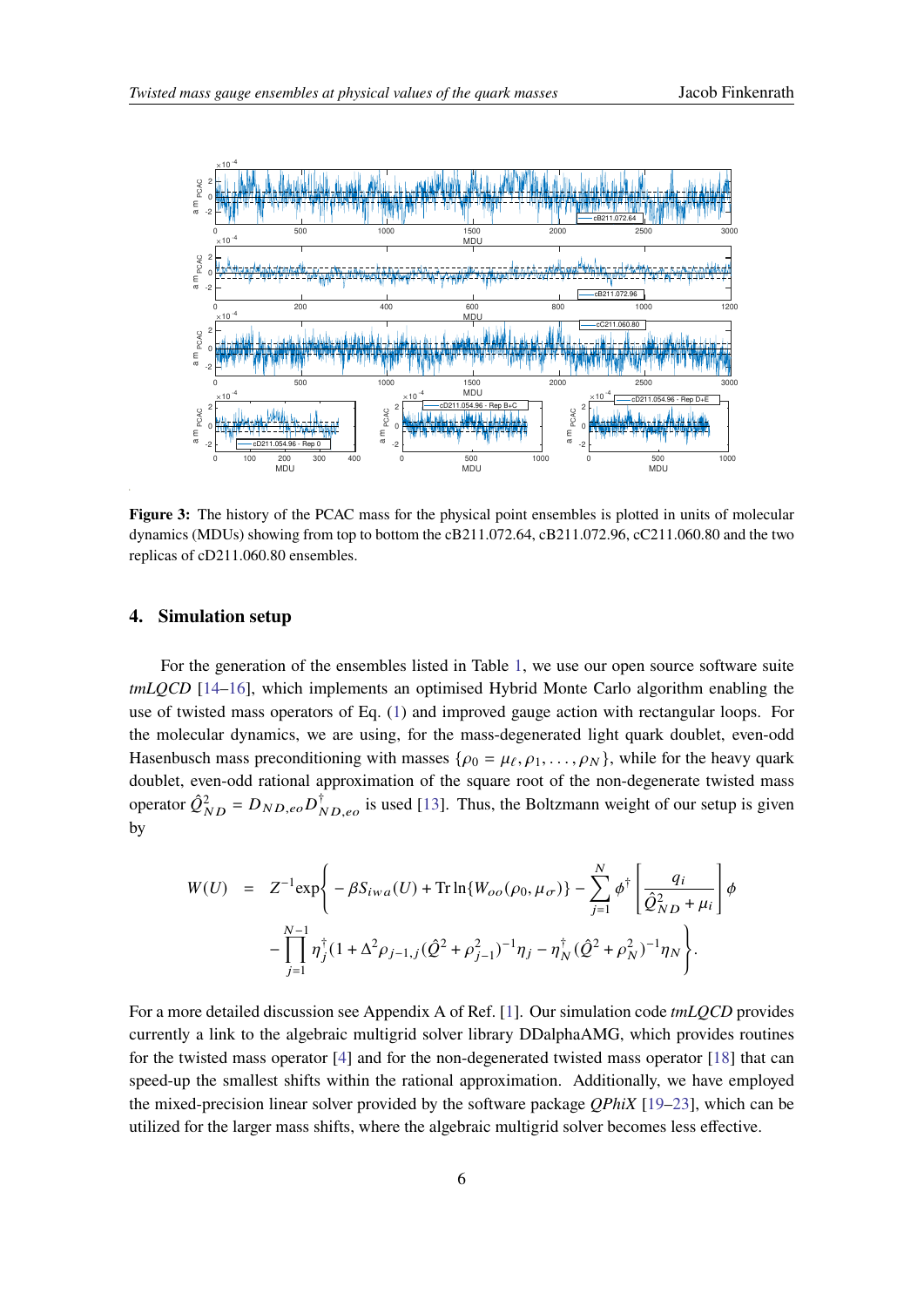**Figure 3:** The history of the PCAC mass for the physical point ensembles is plotted in units of molecular dynamics (MDUs) showing from top to bottom the cB211.072.64, cB211.072.96, cC211.060.80 and the two replicas of cD211.060.80 ensembles.

## 4. Simulation setup

For the generation of the ensembles listed in Table 1, we use our open source software suite *tmLQCD* [14–16], which implements an optimised Hybrid Monte Carlo algorithm enabling the use of twisted mass operators of Eq. (1) and improved gauge action with rectangular loops. For the molecular dynamics, we are using, for the mass-degenerated light quark doublet, even-odd Hasenbusch mass preconditioning with masses $\{\rho_0 = \mu_\ell, \rho_1, \ldots, \rho_N\}$, while for the heavy quark doublet, even-odd rational approximation of the square root of the non-degenerate twisted mass operator $\hat{Q}^2_{ND} = D_{ND,eo} D^\dagger_{ND,eo}$ is used [13]. Thus, the Boltzmann weight of our setup is given by

$$
\begin{aligned}
W(U) \;\; = \;\; & Z^{-1}\exp\Bigg\{ -\beta S_{iwa}(U) + \mathrm{Tr}\ln\{W_{oo}(\rho_0, \mu_\sigma)\} - \sum_{j=1}^{N} \phi^\dagger \left[ \frac{q_i}{\hat{Q}^2_{ND} + \mu_i} \right] \phi \\
& - \prod_{j=1}^{N-1} \eta_j^\dagger (1 + \Delta^2 \rho_{j-1,j} (\hat{Q}^2 + \rho_{j-1}^2)^{-1} \eta_j - \eta_N^\dagger (\hat{Q}^2 + \rho_N^2)^{-1} \eta_N \Bigg\}.
\end{aligned}
$$

For a more detailed discussion see Appendix A of Ref. [1]. Our simulation code *tmLQCD* provides currently a link to the algebraic multigrid solver library DDalphaAMG, which provides routines for the twisted mass operator [4] and for the non-degenerated twisted mass operator [18] that can speed-up the smallest shifts within the rational approximation. Additionally, we have employed the mixed-precision linear solver provided by the software package *QPhiX* [19–23], which can be utilized for the larger mass shifts, where the algebraic multigrid solver becomes less effective.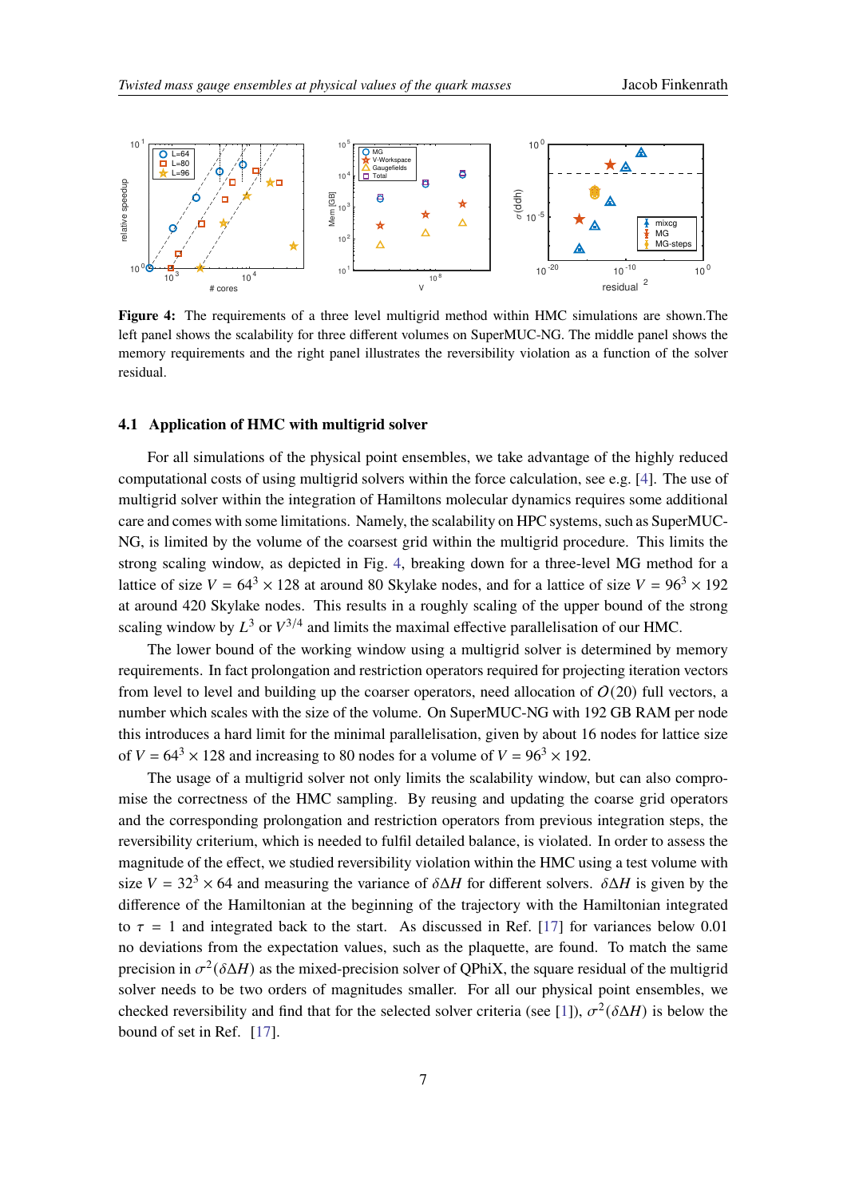**Figure 4:** The requirements of a three level multigrid method within HMC simulations are shown.The left panel shows the scalability for three different volumes on SuperMUC-NG. The middle panel shows the memory requirements and the right panel illustrates the reversibility violation as a function of the solver residual.

### 4.1 Application of HMC with multigrid solver

For all simulations of the physical point ensembles, we take advantage of the highly reduced computational costs of using multigrid solvers within the force calculation, see e.g. [4]. The use of multigrid solver within the integration of Hamiltons molecular dynamics requires some additional care and comes with some limitations. Namely, the scalability on HPC systems, such as SuperMUC-NG, is limited by the volume of the coarsest grid within the multigrid procedure. This limits the strong scaling window, as depicted in Fig. 4, breaking down for a three-level MG method for a lattice of size $V = 64^3 \times 128$ at around 80 Skylake nodes, and for a lattice of size $V = 96^3 \times 192$ at around 420 Skylake nodes. This results in a roughly scaling of the upper bound of the strong scaling window by $L^3$ or $V^{3/4}$ and limits the maximal effective parallelisation of our HMC.

The lower bound of the working window using a multigrid solver is determined by memory requirements. In fact prolongation and restriction operators required for projecting iteration vectors from level to level and building up the coarser operators, need allocation of $O(20)$ full vectors, a number which scales with the size of the volume. On SuperMUC-NG with 192 GB RAM per node this introduces a hard limit for the minimal parallelisation, given by about 16 nodes for lattice size of $V = 64^3 \times 128$ and increasing to 80 nodes for a volume of $V = 96^3 \times 192$.

The usage of a multigrid solver not only limits the scalability window, but can also compromise the correctness of the HMC sampling. By reusing and updating the coarse grid operators and the corresponding prolongation and restriction operators from previous integration steps, the reversibility criterium, which is needed to fulfil detailed balance, is violated. In order to assess the magnitude of the effect, we studied reversibility violation within the HMC using a test volume with size $V = 32^3 \times 64$ and measuring the variance of $\delta\Delta H$ for different solvers. $\delta\Delta H$ is given by the difference of the Hamiltonian at the beginning of the trajectory with the Hamiltonian integrated to $\tau = 1$ and integrated back to the start. As discussed in Ref. [17] for variances below 0.01 no deviations from the expectation values, such as the plaquette, are found. To match the same precision in $\sigma^2(\delta\Delta H)$ as the mixed-precision solver of QPhiX, the square residual of the multigrid solver needs to be two orders of magnitudes smaller. For all our physical point ensembles, we checked reversibility and find that for the selected solver criteria (see [1]), $\sigma^2(\delta\Delta H)$ is below the bound of set in Ref. [17].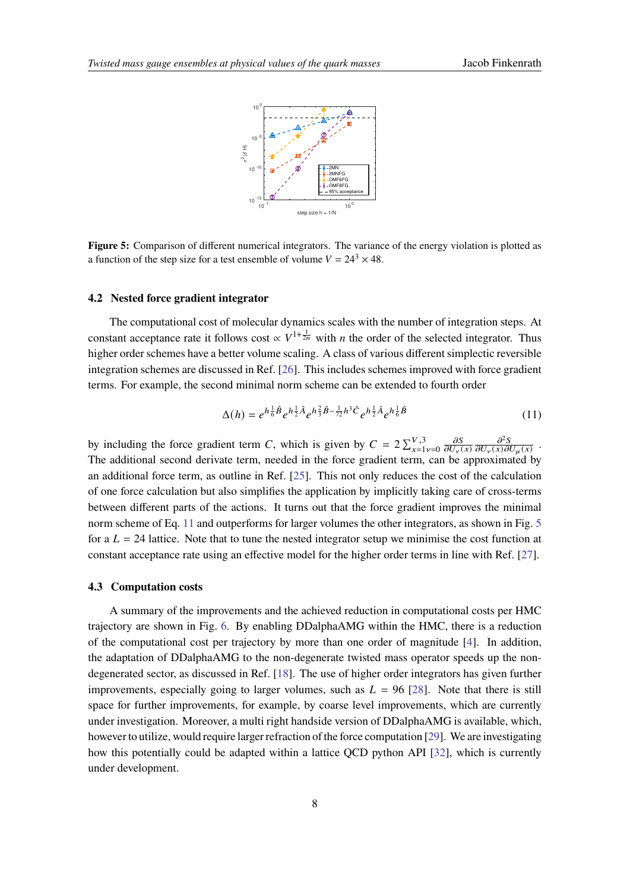Figure 5: Comparison of different numerical integrators. The variance of the energy violation is plotted as a function of the step size for a test ensemble of volume $V = 24^3 \times 48$.

### 4.2 Nested force gradient integrator

The computational cost of molecular dynamics scales with the number of integration steps. At constant acceptance rate it follows cost $\propto V^{1+\frac{1}{2n}}$ with $n$ the order of the selected integrator. Thus higher order schemes have a better volume scaling. A class of various different simplectic reversible integration schemes are discussed in Ref. [26]. This includes schemes improved with force gradient terms. For example, the second minimal norm scheme can be extended to fourth order

$$\Delta(h) = e^{h\frac{1}{6}\hat{B}} e^{h\frac{1}{2}\hat{A}} e^{h\frac{2}{3}\hat{B} - \frac{1}{72}h^3\hat{C}} e^{h\frac{1}{2}\hat{A}} e^{h\frac{1}{6}\hat{B}} \tag{11}$$

by including the force gradient term $C$, which is given by $C = 2\sum_{x=1\,\nu=0}^{V,3} \frac{\partial S}{\partial U_\nu(x)} \frac{\partial^2 S}{\partial U_\nu(x) \partial U_\mu(x)}$. The additional second derivate term, needed in the force gradient term, can be approximated by an additional force term, as outline in Ref. [25]. This not only reduces the cost of the calculation of one force calculation but also simplifies the application by implicitly taking care of cross-terms between different parts of the actions. It turns out that the force gradient improves the minimal norm scheme of Eq. 11 and outperforms for larger volumes the other integrators, as shown in Fig. 5 for a $L = 24$ lattice. Note that to tune the nested integrator setup we minimise the cost function at constant acceptance rate using an effective model for the higher order terms in line with Ref. [27].

### 4.3 Computation costs

A summary of the improvements and the achieved reduction in computational costs per HMC trajectory are shown in Fig. 6. By enabling DDalphaAMG within the HMC, there is a reduction of the computational cost per trajectory by more than one order of magnitude [4]. In addition, the adaptation of DDalphaAMG to the non-degenerate twisted mass operator speeds up the non-degenerated sector, as discussed in Ref. [18]. The use of higher order integrators has given further improvements, especially going to larger volumes, such as $L = 96$ [28]. Note that there is still space for further improvements, for example, by coarse level improvements, which are currently under investigation. Moreover, a multi right handside version of DDalphaAMG is available, which, however to utilize, would require larger refraction of the force computation [29]. We are investigating how this potentially could be adapted within a lattice QCD python API [32], which is currently under development.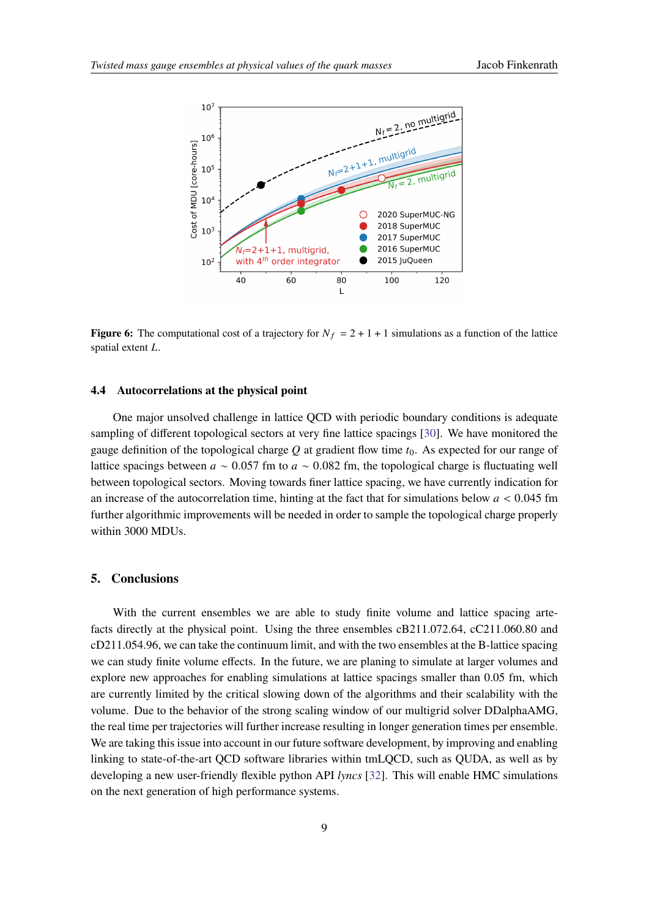**Figure 6:** The computational cost of a trajectory for $N_f = 2+1+1$ simulations as a function of the lattice spatial extent $L$.

### 4.4 Autocorrelations at the physical point

One major unsolved challenge in lattice QCD with periodic boundary conditions is adequate sampling of different topological sectors at very fine lattice spacings [30]. We have monitored the gauge definition of the topological charge $Q$ at gradient flow time $t_0$. As expected for our range of lattice spacings between $a \sim 0.057$ fm to $a \sim 0.082$ fm, the topological charge is fluctuating well between topological sectors. Moving towards finer lattice spacing, we have currently indication for an increase of the autocorrelation time, hinting at the fact that for simulations below $a < 0.045$ fm further algorithmic improvements will be needed in order to sample the topological charge properly within 3000 MDUs.

## 5. Conclusions

With the current ensembles we are able to study finite volume and lattice spacing artefacts directly at the physical point. Using the three ensembles cB211.072.64, cC211.060.80 and cD211.054.96, we can take the continuum limit, and with the two ensembles at the B-lattice spacing we can study finite volume effects. In the future, we are planing to simulate at larger volumes and explore new approaches for enabling simulations at lattice spacings smaller than 0.05 fm, which are currently limited by the critical slowing down of the algorithms and their scalability with the volume. Due to the behavior of the strong scaling window of our multigrid solver DDalphaAMG, the real time per trajectories will further increase resulting in longer generation times per ensemble. We are taking this issue into account in our future software development, by improving and enabling linking to state-of-the-art QCD software libraries within tmLQCD, such as QUDA, as well as by developing a new user-friendly flexible python API *lyncs* [32]. This will enable HMC simulations on the next generation of high performance systems.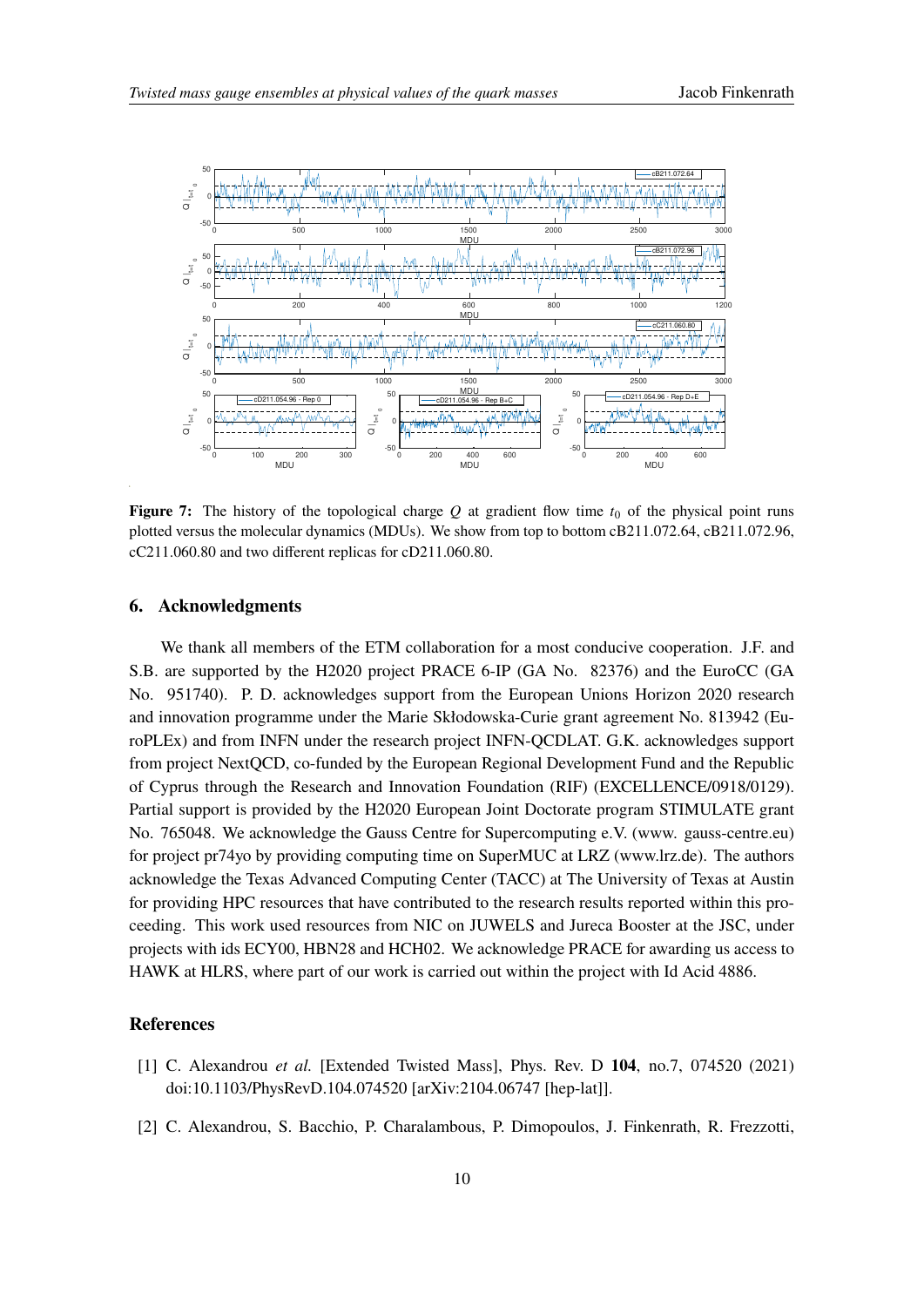**Figure 7:** The history of the topological charge $Q$ at gradient flow time $t_0$ of the physical point runs plotted versus the molecular dynamics (MDUs). We show from top to bottom cB211.072.64, cB211.072.96, cC211.060.80 and two different replicas for cD211.060.80.

## 6. Acknowledgments

We thank all members of the ETM collaboration for a most conducive cooperation. J.F. and S.B. are supported by the H2020 project PRACE 6-IP (GA No. 82376) and the EuroCC (GA No. 951740). P. D. acknowledges support from the European Unions Horizon 2020 research and innovation programme under the Marie Skłodowska-Curie grant agreement No. 813942 (EuroPLEx) and from INFN under the research project INFN-QCDLAT. G.K. acknowledges support from project NextQCD, co-funded by the European Regional Development Fund and the Republic of Cyprus through the Research and Innovation Foundation (RIF) (EXCELLENCE/0918/0129). Partial support is provided by the H2020 European Joint Doctorate program STIMULATE grant No. 765048. We acknowledge the Gauss Centre for Supercomputing e.V. (www. gauss-centre.eu) for project pr74yo by providing computing time on SuperMUC at LRZ (www.lrz.de). The authors acknowledge the Texas Advanced Computing Center (TACC) at The University of Texas at Austin for providing HPC resources that have contributed to the research results reported within this proceeding. This work used resources from NIC on JUWELS and Jureca Booster at the JSC, under projects with ids ECY00, HBN28 and HCH02. We acknowledge PRACE for awarding us access to HAWK at HLRS, where part of our work is carried out within the project with Id Acid 4886.

## References

[1] C. Alexandrou *et al.* [Extended Twisted Mass], Phys. Rev. D **104**, no.7, 074520 (2021) doi:10.1103/PhysRevD.104.074520 [arXiv:2104.06747 [hep-lat]].

[2] C. Alexandrou, S. Bacchio, P. Charalambous, P. Dimopoulos, J. Finkenrath, R. Frezzotti,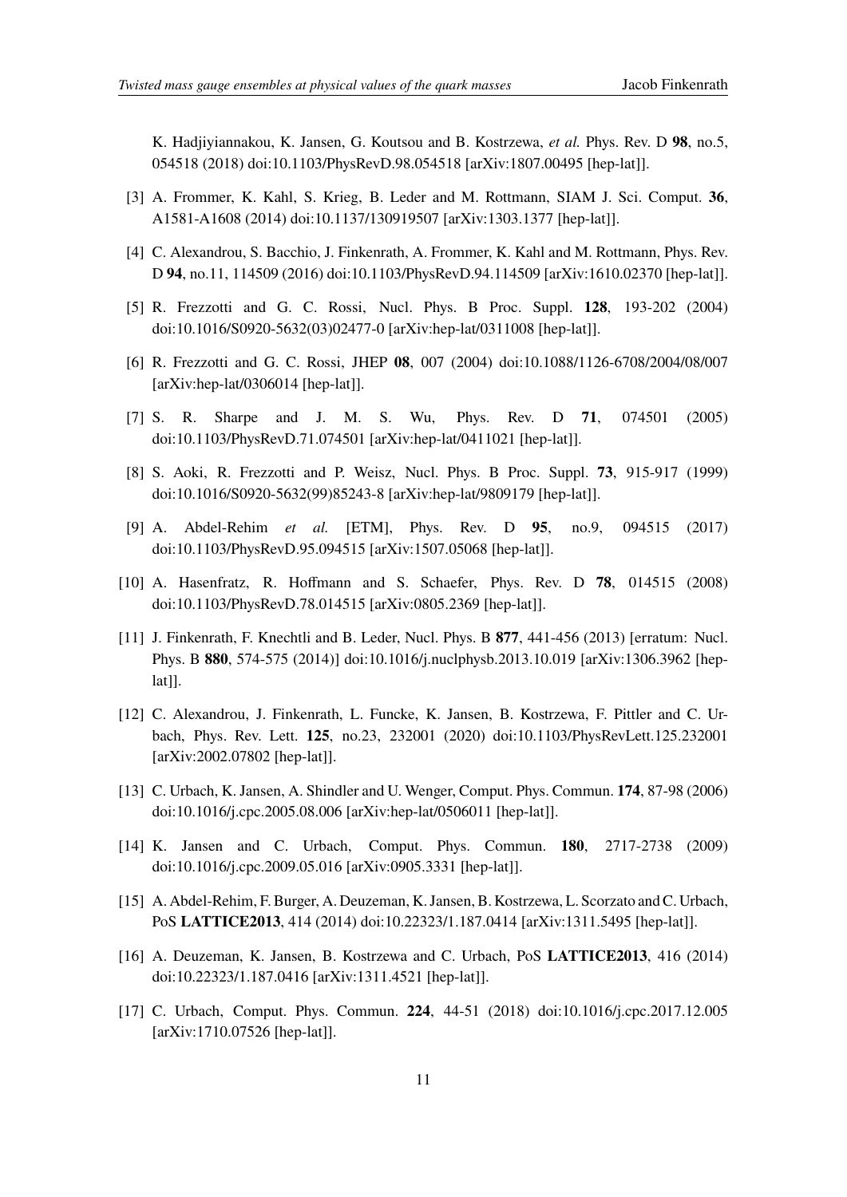K. Hadjiyiannakou, K. Jansen, G. Koutsou and B. Kostrzewa, *et al.* Phys. Rev. D **98**, no.5, 054518 (2018) doi:10.1103/PhysRevD.98.054518 [arXiv:1807.00495 [hep-lat]].

[3] A. Frommer, K. Kahl, S. Krieg, B. Leder and M. Rottmann, SIAM J. Sci. Comput. **36**, A1581-A1608 (2014) doi:10.1137/130919507 [arXiv:1303.1377 [hep-lat]].

[4] C. Alexandrou, S. Bacchio, J. Finkenrath, A. Frommer, K. Kahl and M. Rottmann, Phys. Rev. D **94**, no.11, 114509 (2016) doi:10.1103/PhysRevD.94.114509 [arXiv:1610.02370 [hep-lat]].

[5] R. Frezzotti and G. C. Rossi, Nucl. Phys. B Proc. Suppl. **128**, 193-202 (2004) doi:10.1016/S0920-5632(03)02477-0 [arXiv:hep-lat/0311008 [hep-lat]].

[6] R. Frezzotti and G. C. Rossi, JHEP **08**, 007 (2004) doi:10.1088/1126-6708/2004/08/007 [arXiv:hep-lat/0306014 [hep-lat]].

[7] S. R. Sharpe and J. M. S. Wu, Phys. Rev. D **71**, 074501 (2005) doi:10.1103/PhysRevD.71.074501 [arXiv:hep-lat/0411021 [hep-lat]].

[8] S. Aoki, R. Frezzotti and P. Weisz, Nucl. Phys. B Proc. Suppl. **73**, 915-917 (1999) doi:10.1016/S0920-5632(99)85243-8 [arXiv:hep-lat/9809179 [hep-lat]].

[9] A. Abdel-Rehim *et al.* [ETM], Phys. Rev. D **95**, no.9, 094515 (2017) doi:10.1103/PhysRevD.95.094515 [arXiv:1507.05068 [hep-lat]].

[10] A. Hasenfratz, R. Hoffmann and S. Schaefer, Phys. Rev. D **78**, 014515 (2008) doi:10.1103/PhysRevD.78.014515 [arXiv:0805.2369 [hep-lat]].

[11] J. Finkenrath, F. Knechtli and B. Leder, Nucl. Phys. B **877**, 441-456 (2013) [erratum: Nucl. Phys. B **880**, 574-575 (2014)] doi:10.1016/j.nuclphysb.2013.10.019 [arXiv:1306.3962 [hep-lat]].

[12] C. Alexandrou, J. Finkenrath, L. Funcke, K. Jansen, B. Kostrzewa, F. Pittler and C. Urbach, Phys. Rev. Lett. **125**, no.23, 232001 (2020) doi:10.1103/PhysRevLett.125.232001 [arXiv:2002.07802 [hep-lat]].

[13] C. Urbach, K. Jansen, A. Shindler and U. Wenger, Comput. Phys. Commun. **174**, 87-98 (2006) doi:10.1016/j.cpc.2005.08.006 [arXiv:hep-lat/0506011 [hep-lat]].

[14] K. Jansen and C. Urbach, Comput. Phys. Commun. **180**, 2717-2738 (2009) doi:10.1016/j.cpc.2009.05.016 [arXiv:0905.3331 [hep-lat]].

[15] A. Abdel-Rehim, F. Burger, A. Deuzeman, K. Jansen, B. Kostrzewa, L. Scorzato and C. Urbach, PoS **LATTICE2013**, 414 (2014) doi:10.22323/1.187.0414 [arXiv:1311.5495 [hep-lat]].

[16] A. Deuzeman, K. Jansen, B. Kostrzewa and C. Urbach, PoS **LATTICE2013**, 416 (2014) doi:10.22323/1.187.0416 [arXiv:1311.4521 [hep-lat]].

[17] C. Urbach, Comput. Phys. Commun. **224**, 44-51 (2018) doi:10.1016/j.cpc.2017.12.005 [arXiv:1710.07526 [hep-lat]].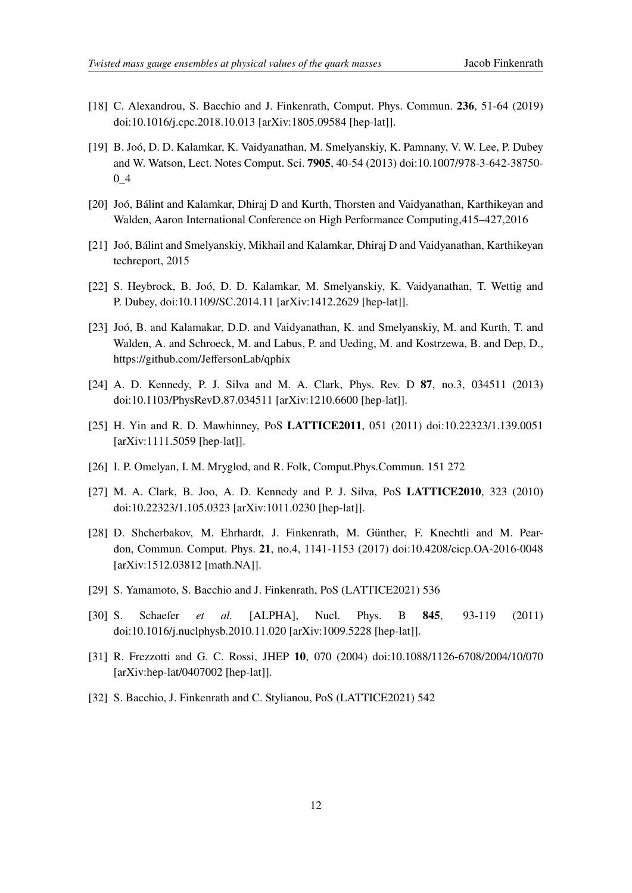[18] C. Alexandrou, S. Bacchio and J. Finkenrath, Comput. Phys. Commun. **236**, 51-64 (2019) doi:10.1016/j.cpc.2018.10.013 [arXiv:1805.09584 [hep-lat]].

[19] B. Joó, D. D. Kalamkar, K. Vaidyanathan, M. Smelyanskiy, K. Pamnany, V. W. Lee, P. Dubey and W. Watson, Lect. Notes Comput. Sci. **7905**, 40-54 (2013) doi:10.1007/978-3-642-38750-0_4

[20] Joó, Bálint and Kalamkar, Dhiraj D and Kurth, Thorsten and Vaidyanathan, Karthikeyan and Walden, Aaron International Conference on High Performance Computing,415–427,2016

[21] Joó, Bálint and Smelyanskiy, Mikhail and Kalamkar, Dhiraj D and Vaidyanathan, Karthikeyan techreport, 2015

[22] S. Heybrock, B. Joó, D. D. Kalamkar, M. Smelyanskiy, K. Vaidyanathan, T. Wettig and P. Dubey, doi:10.1109/SC.2014.11 [arXiv:1412.2629 [hep-lat]].

[23] Joó, B. and Kalamakar, D.D. and Vaidyanathan, K. and Smelyanskiy, M. and Kurth, T. and Walden, A. and Schroeck, M. and Labus, P. and Ueding, M. and Kostrzewa, B. and Dep, D., https://github.com/JeffersonLab/qphix

[24] A. D. Kennedy, P. J. Silva and M. A. Clark, Phys. Rev. D **87**, no.3, 034511 (2013) doi:10.1103/PhysRevD.87.034511 [arXiv:1210.6600 [hep-lat]].

[25] H. Yin and R. D. Mawhinney, PoS **LATTICE2011**, 051 (2011) doi:10.22323/1.139.0051 [arXiv:1111.5059 [hep-lat]].

[26] I. P. Omelyan, I. M. Mryglod, and R. Folk, Comput.Phys.Commun. 151 272

[27] M. A. Clark, B. Joo, A. D. Kennedy and P. J. Silva, PoS **LATTICE2010**, 323 (2010) doi:10.22323/1.105.0323 [arXiv:1011.0230 [hep-lat]].

[28] D. Shcherbakov, M. Ehrhardt, J. Finkenrath, M. Günther, F. Knechtli and M. Peardon, Commun. Comput. Phys. **21**, no.4, 1141-1153 (2017) doi:10.4208/cicp.OA-2016-0048 [arXiv:1512.03812 [math.NA]].

[29] S. Yamamoto, S. Bacchio and J. Finkenrath, PoS (LATTICE2021) 536

[30] S. Schaefer *et al.* [ALPHA], Nucl. Phys. B **845**, 93-119 (2011) doi:10.1016/j.nuclphysb.2010.11.020 [arXiv:1009.5228 [hep-lat]].

[31] R. Frezzotti and G. C. Rossi, JHEP **10**, 070 (2004) doi:10.1088/1126-6708/2004/10/070 [arXiv:hep-lat/0407002 [hep-lat]].

[32] S. Bacchio, J. Finkenrath and C. Stylianou, PoS (LATTICE2021) 542